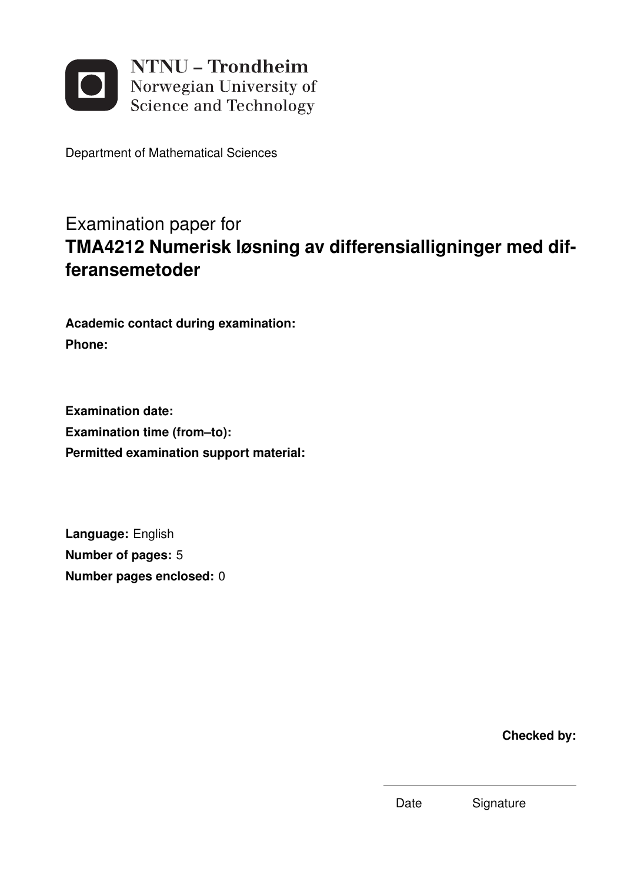NTNU – Trondheim
Norwegian University of
Science and Technology

Department of Mathematical Sciences

# Examination paper for
# **TMA4212 Numerisk løsning av differensialligninger med differansemetoder**

**Academic contact during examination:**
**Phone:**

**Examination date:**
**Examination time (from–to):**
**Permitted examination support material:**

**Language:** English
**Number of pages:** 5
**Number pages enclosed:** 0

**Checked by:**

Date Signature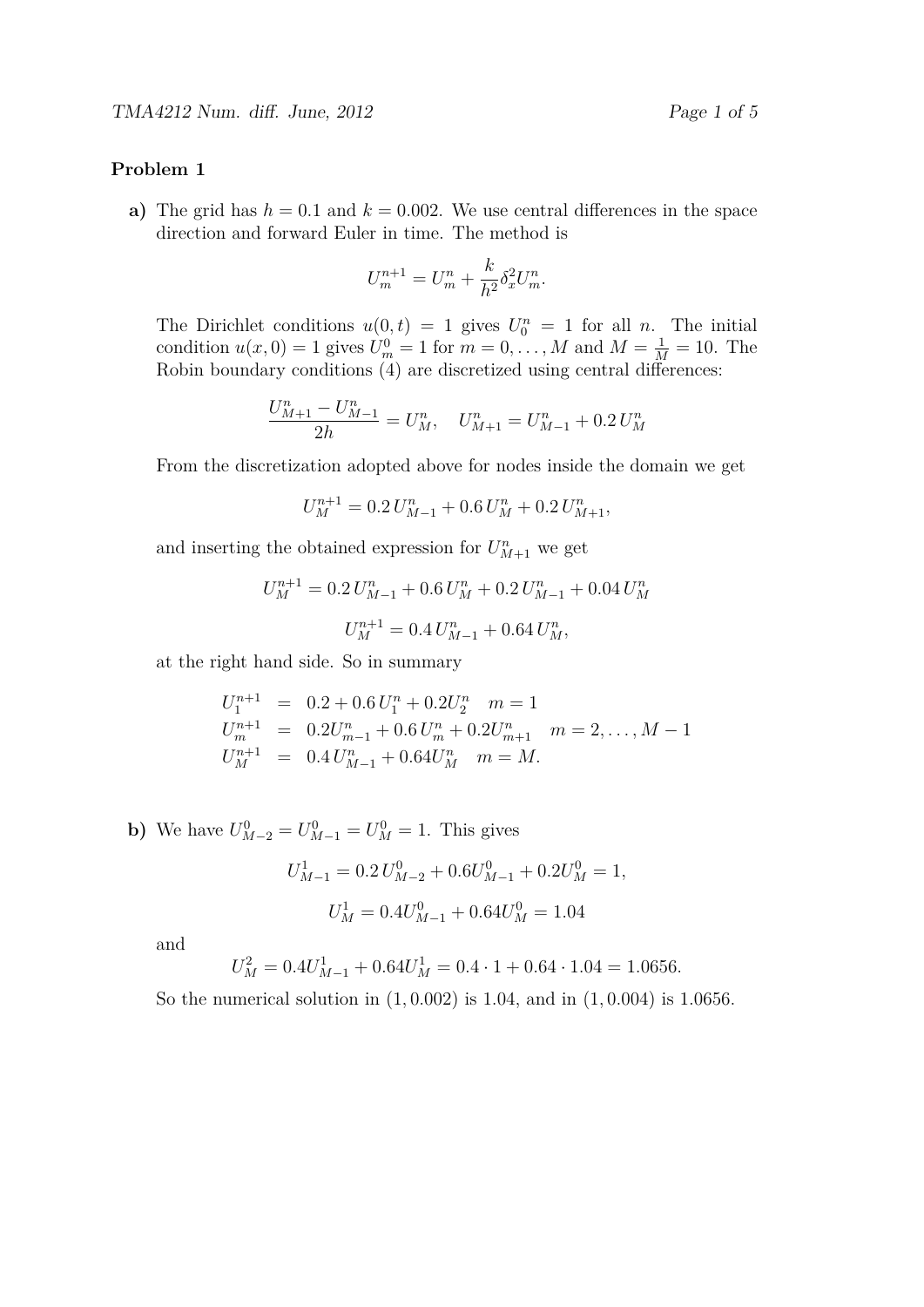## Problem 1

**a)** The grid has $h = 0.1$ and $k = 0.002$. We use central differences in the space direction and forward Euler in time. The method is

$$U_m^{n+1} = U_m^n + \frac{k}{h^2}\delta_x^2 U_m^n.$$

The Dirichlet conditions $u(0,t) = 1$ gives $U_0^n = 1$ for all $n$. The initial condition $u(x,0) = 1$ gives $U_m^0 = 1$ for $m = 0, \ldots, M$ and $M = \frac{1}{M} = 10$. The Robin boundary conditions (4) are discretized using central differences:

$$\frac{U_{M+1}^n - U_{M-1}^n}{2h} = U_M^n, \quad U_{M+1}^n = U_{M-1}^n + 0.2\, U_M^n$$

From the discretization adopted above for nodes inside the domain we get

$$U_M^{n+1} = 0.2\, U_{M-1}^n + 0.6\, U_M^n + 0.2\, U_{M+1}^n,$$

and inserting the obtained expression for $U_{M+1}^n$ we get

$$U_M^{n+1} = 0.2\, U_{M-1}^n + 0.6\, U_M^n + 0.2\, U_{M-1}^n + 0.04\, U_M^n$$

$$U_M^{n+1} = 0.4\, U_{M-1}^n + 0.64\, U_M^n,$$

at the right hand side. So in summary

$$
\begin{aligned}
U_1^{n+1} &= 0.2 + 0.6\, U_1^n + 0.2 U_2^n \quad m = 1 \\
U_m^{n+1} &= 0.2 U_{m-1}^n + 0.6\, U_m^n + 0.2 U_{m+1}^n \quad m = 2, \ldots, M-1 \\
U_M^{n+1} &= 0.4\, U_{M-1}^n + 0.64 U_M^n \quad m = M.
\end{aligned}
$$

**b)** We have $U_{M-2}^0 = U_{M-1}^0 = U_M^0 = 1$. This gives

$$U_{M-1}^1 = 0.2\, U_{M-2}^0 + 0.6 U_{M-1}^0 + 0.2 U_M^0 = 1,$$

$$U_M^1 = 0.4 U_{M-1}^0 + 0.64 U_M^0 = 1.04$$

and

$$U_M^2 = 0.4 U_{M-1}^1 + 0.64 U_M^1 = 0.4 \cdot 1 + 0.64 \cdot 1.04 = 1.0656.$$

So the numerical solution in $(1, 0.002)$ is 1.04, and in $(1, 0.004)$ is 1.0656.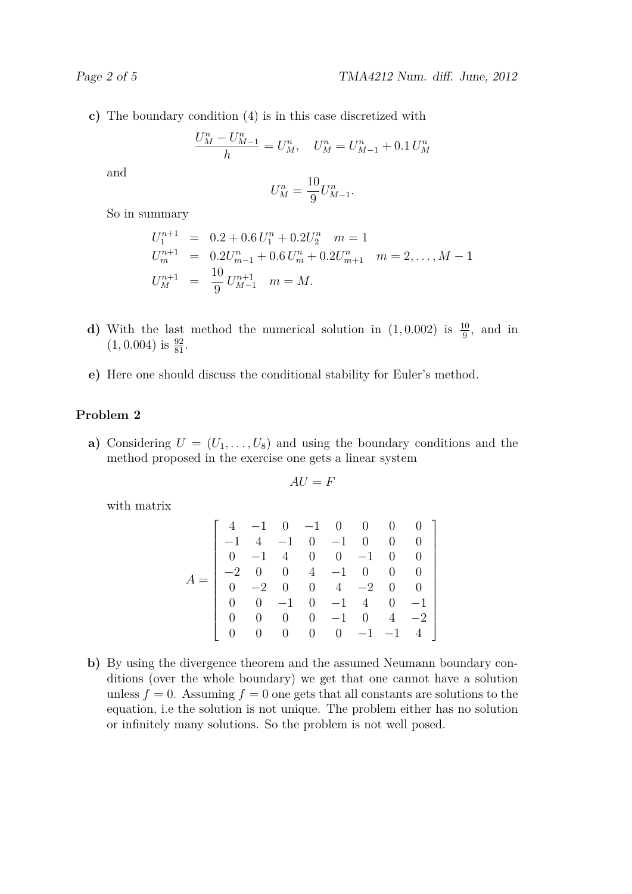**c)** The boundary condition (4) is in this case discretized with

$$\frac{U_M^n - U_{M-1}^n}{h} = U_M^n, \quad U_M^n = U_{M-1}^n + 0.1\, U_M^n$$

and

$$U_M^n = \frac{10}{9} U_{M-1}^n.$$

So in summary

$$\begin{aligned}
U_1^{n+1} &= 0.2 + 0.6\, U_1^n + 0.2 U_2^n \quad m = 1 \\
U_m^{n+1} &= 0.2 U_{m-1}^n + 0.6\, U_m^n + 0.2 U_{m+1}^n \quad m = 2, \ldots, M-1 \\
U_M^{n+1} &= \frac{10}{9}\, U_{M-1}^{n+1} \quad m = M.
\end{aligned}$$

**d)** With the last method the numerical solution in $(1, 0.002)$ is $\frac{10}{9}$, and in $(1, 0.004)$ is $\frac{92}{81}$.

**e)** Here one should discuss the conditional stability for Euler's method.

### Problem 2

**a)** Considering $U = (U_1, \ldots, U_8)$ and using the boundary conditions and the method proposed in the exercise one gets a linear system

$$AU = F$$

with matrix

$$A = \begin{bmatrix}
4 & -1 & 0 & -1 & 0 & 0 & 0 & 0 \\
-1 & 4 & -1 & 0 & -1 & 0 & 0 & 0 \\
0 & -1 & 4 & 0 & 0 & -1 & 0 & 0 \\
-2 & 0 & 0 & 4 & -1 & 0 & 0 & 0 \\
0 & -2 & 0 & 0 & 4 & -2 & 0 & 0 \\
0 & 0 & -1 & 0 & -1 & 4 & 0 & -1 \\
0 & 0 & 0 & 0 & -1 & 0 & 4 & -2 \\
0 & 0 & 0 & 0 & 0 & -1 & -1 & 4
\end{bmatrix}$$

**b)** By using the divergence theorem and the assumed Neumann boundary conditions (over the whole boundary) we get that one cannot have a solution unless $f = 0$. Assuming $f = 0$ one gets that all constants are solutions to the equation, i.e the solution is not unique. The problem either has no solution or infinitely many solutions. So the problem is not well posed.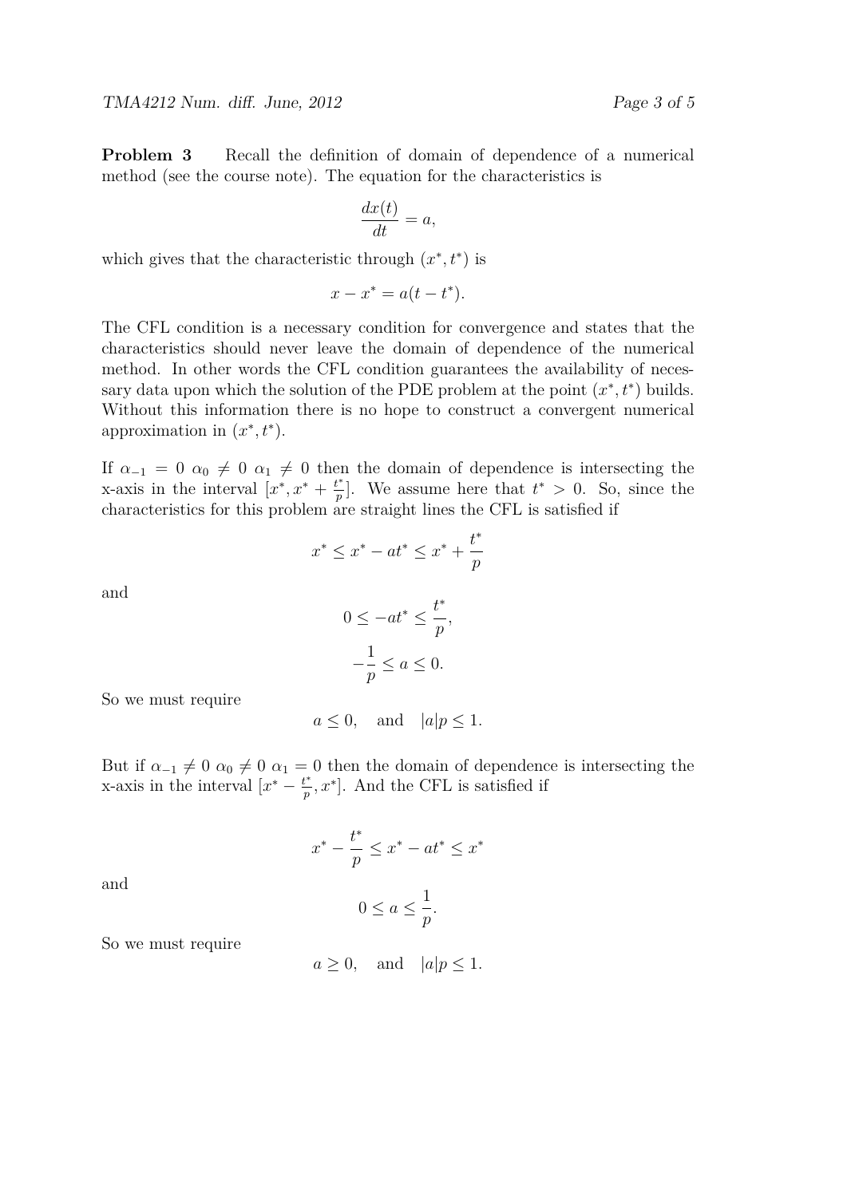**Problem 3** Recall the definition of domain of dependence of a numerical method (see the course note). The equation for the characteristics is

$$\frac{dx(t)}{dt} = a,$$

which gives that the characteristic through $(x^*, t^*)$ is

$$x - x^* = a(t - t^*).$$

The CFL condition is a necessary condition for convergence and states that the characteristics should never leave the domain of dependence of the numerical method. In other words the CFL condition guarantees the availability of necessary data upon which the solution of the PDE problem at the point $(x^*, t^*)$ builds. Without this information there is no hope to construct a convergent numerical approximation in $(x^*, t^*)$.

If $\alpha_{-1} = 0$ $\alpha_0 \neq 0$ $\alpha_1 \neq 0$ then the domain of dependence is intersecting the x-axis in the interval $[x^*, x^* + \frac{t^*}{p}]$. We assume here that $t^* > 0$. So, since the characteristics for this problem are straight lines the CFL is satisfied if

$$x^* \leq x^* - at^* \leq x^* + \frac{t^*}{p}$$

and

$$0 \leq -at^* \leq \frac{t^*}{p},$$

$$-\frac{1}{p} \leq a \leq 0.$$

So we must require

$$a \leq 0, \quad \text{and} \quad |a|p \leq 1.$$

But if $\alpha_{-1} \neq 0$ $\alpha_0 \neq 0$ $\alpha_1 = 0$ then the domain of dependence is intersecting the x-axis in the interval $[x^* - \frac{t^*}{p}, x^*]$. And the CFL is satisfied if

$$x^* - \frac{t^*}{p} \leq x^* - at^* \leq x^*$$

and

$$0 \leq a \leq \frac{1}{p}.$$

So we must require

$$a \geq 0, \quad \text{and} \quad |a|p \leq 1.$$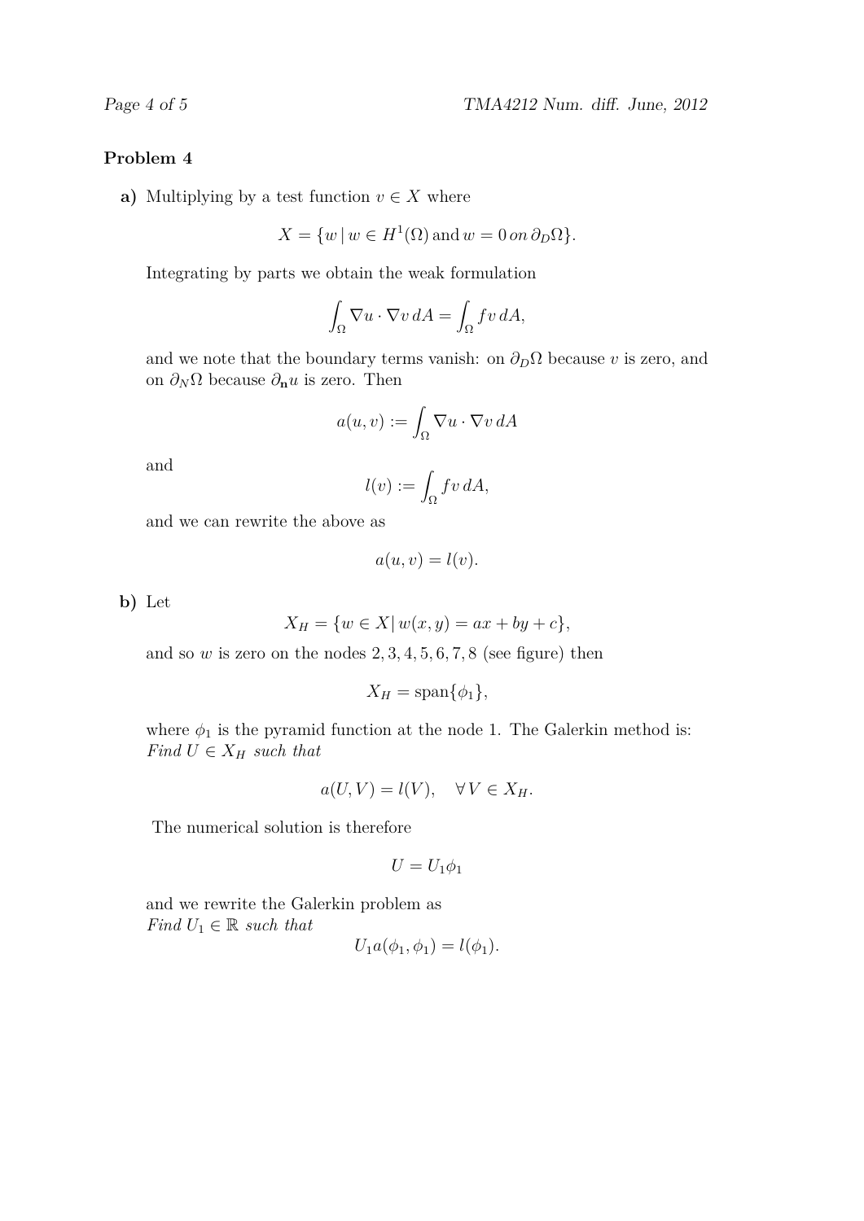### Problem 4

**a)** Multiplying by a test function $v \in X$ where

$$X = \{w \,|\, w \in H^1(\Omega) \,\text{and}\, w = 0 \,on\, \partial_D\Omega\}.$$

Integrating by parts we obtain the weak formulation

$$\int_\Omega \nabla u \cdot \nabla v \, dA = \int_\Omega f v \, dA,$$

and we note that the boundary terms vanish: on $\partial_D\Omega$ because $v$ is zero, and on $\partial_N\Omega$ because $\partial_{\mathbf{n}} u$ is zero. Then

$$a(u, v) := \int_\Omega \nabla u \cdot \nabla v \, dA$$

and

$$l(v) := \int_\Omega f v \, dA,$$

and we can rewrite the above as

$$a(u, v) = l(v).$$

**b)** Let

$$X_H = \{w \in X \,|\, w(x, y) = ax + by + c\},$$

and so $w$ is zero on the nodes $2, 3, 4, 5, 6, 7, 8$ (see figure) then

$$X_H = \text{span}\{\phi_1\},$$

where $\phi_1$ is the pyramid function at the node 1. The Galerkin method is:
*Find $U \in X_H$ such that*

$$a(U, V) = l(V), \quad \forall\, V \in X_H.$$

The numerical solution is therefore

$$U = U_1 \phi_1$$

and we rewrite the Galerkin problem as
*Find $U_1 \in \mathbb{R}$ such that*

$$U_1 a(\phi_1, \phi_1) = l(\phi_1).$$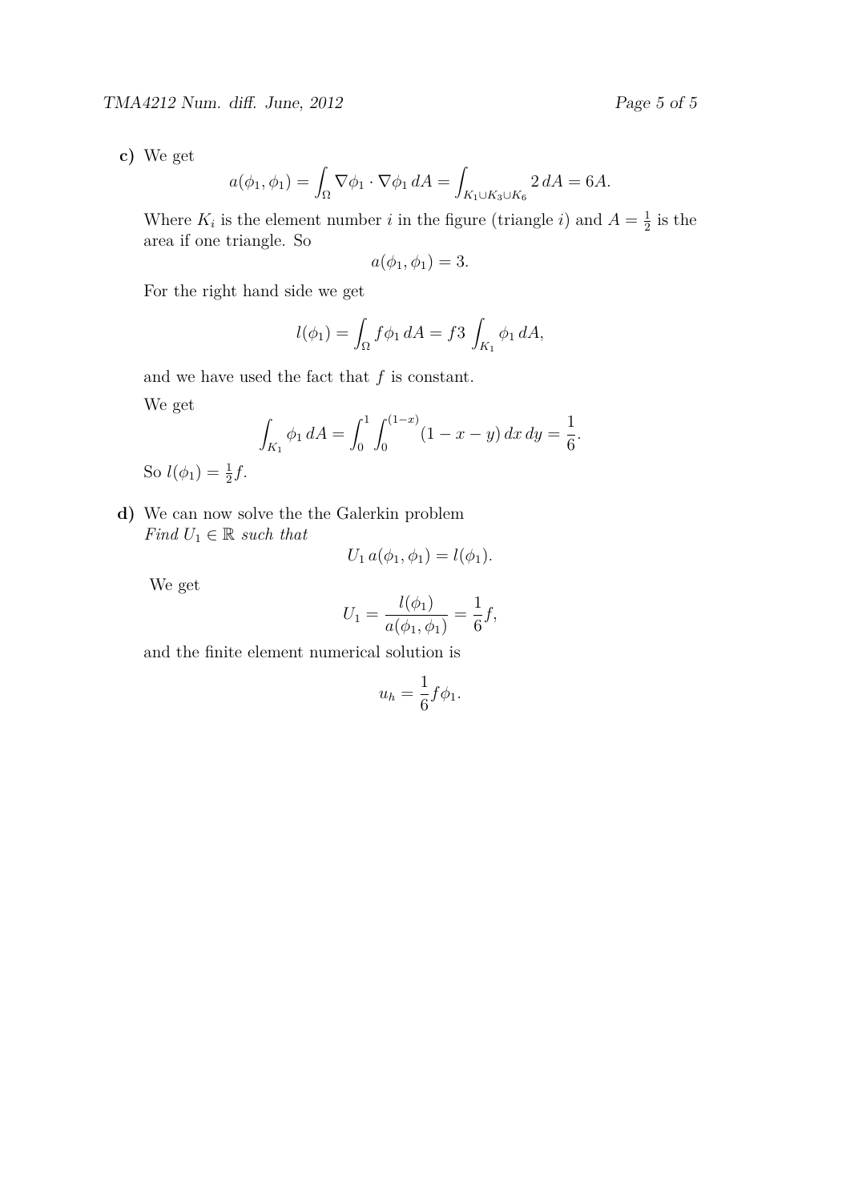**c)** We get

$$a(\phi_1, \phi_1) = \int_\Omega \nabla\phi_1 \cdot \nabla\phi_1 \, dA = \int_{K_1 \cup K_3 \cup K_6} 2 \, dA = 6A.$$

Where $K_i$ is the element number $i$ in the figure (triangle $i$) and $A = \frac{1}{2}$ is the area if one triangle. So

$$a(\phi_1, \phi_1) = 3.$$

For the right hand side we get

$$l(\phi_1) = \int_\Omega f\phi_1 \, dA = f3 \int_{K_1} \phi_1 \, dA,$$

and we have used the fact that $f$ is constant.

We get

$$\int_{K_1} \phi_1 \, dA = \int_0^1 \int_0^{(1-x)} (1 - x - y) \, dx \, dy = \frac{1}{6}.$$

So $l(\phi_1) = \frac{1}{2}f$.

**d)** We can now solve the the Galerkin problem
*Find $U_1 \in \mathbb{R}$ such that*

$$U_1 \, a(\phi_1, \phi_1) = l(\phi_1).$$

We get

$$U_1 = \frac{l(\phi_1)}{a(\phi_1, \phi_1)} = \frac{1}{6}f,$$

and the finite element numerical solution is

$$u_h = \frac{1}{6}f\phi_1.$$